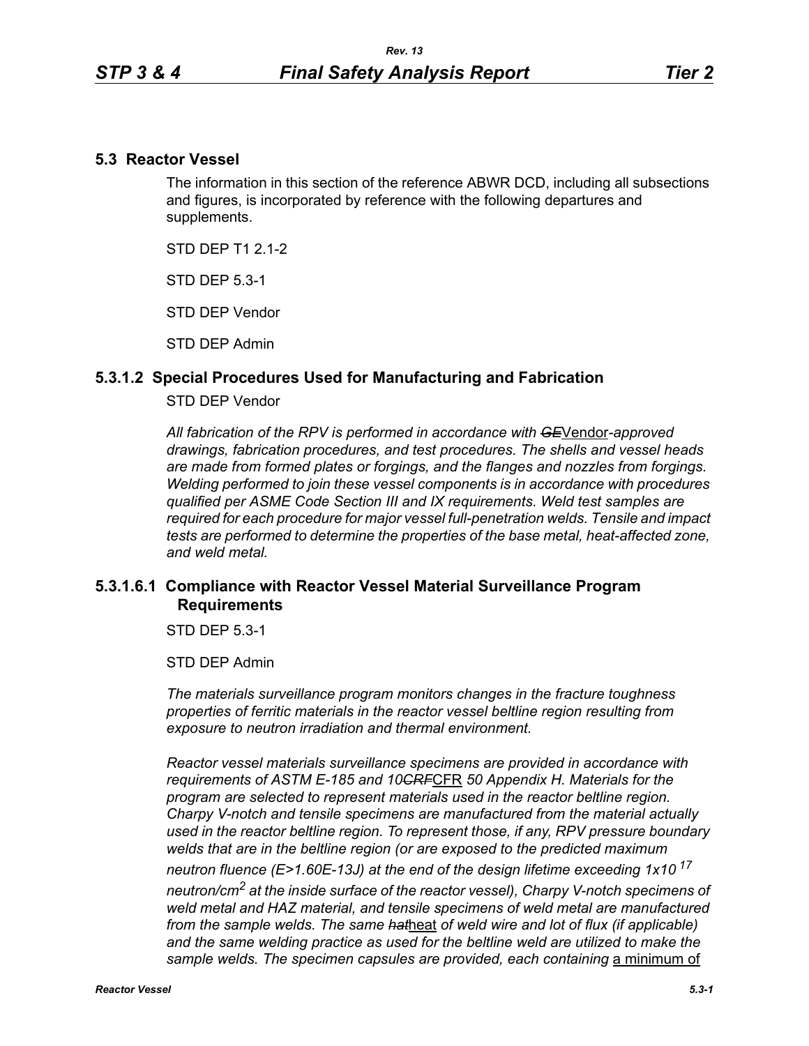## 5.3 Reactor Vessel

The information in this section of the reference ABWR DCD, including all subsections and figures, is incorporated by reference with the following departures and supplements.

STD DEP T1 2.1-2

STD DEP 5.3-1

STD DEP Vendor

STD DEP Admin

### 5.3.1.2 Special Procedures Used for Manufacturing and Fabrication

STD DEP Vendor

*All fabrication of the RPV is performed in accordance with ~~GE~~*Vendor*-approved drawings, fabrication procedures, and test procedures. The shells and vessel heads are made from formed plates or forgings, and the flanges and nozzles from forgings. Welding performed to join these vessel components is in accordance with procedures qualified per ASME Code Section III and IX requirements. Weld test samples are required for each procedure for major vessel full-penetration welds. Tensile and impact tests are performed to determine the properties of the base metal, heat-affected zone, and weld metal.*

### 5.3.1.6.1 Compliance with Reactor Vessel Material Surveillance Program Requirements

STD DEP 5.3-1

STD DEP Admin

*The materials surveillance program monitors changes in the fracture toughness properties of ferritic materials in the reactor vessel beltline region resulting from exposure to neutron irradiation and thermal environment.*

*Reactor vessel materials surveillance specimens are provided in accordance with requirements of ASTM E-185 and 10~~CRF~~*CFR *50 Appendix H. Materials for the program are selected to represent materials used in the reactor beltline region. Charpy V-notch and tensile specimens are manufactured from the material actually used in the reactor beltline region. To represent those, if any, RPV pressure boundary welds that are in the beltline region (or are exposed to the predicted maximum neutron fluence (E>1.60E-13J) at the end of the design lifetime exceeding* $1x10^{17}$ *neutron/*$cm^2$ *at the inside surface of the reactor vessel), Charpy V-notch specimens of weld metal and HAZ material, and tensile specimens of weld metal are manufactured from the sample welds. The same ~~hat~~*heat *of weld wire and lot of flux (if applicable) and the same welding practice as used for the beltline weld are utilized to make the sample welds. The specimen capsules are provided, each containing* a minimum of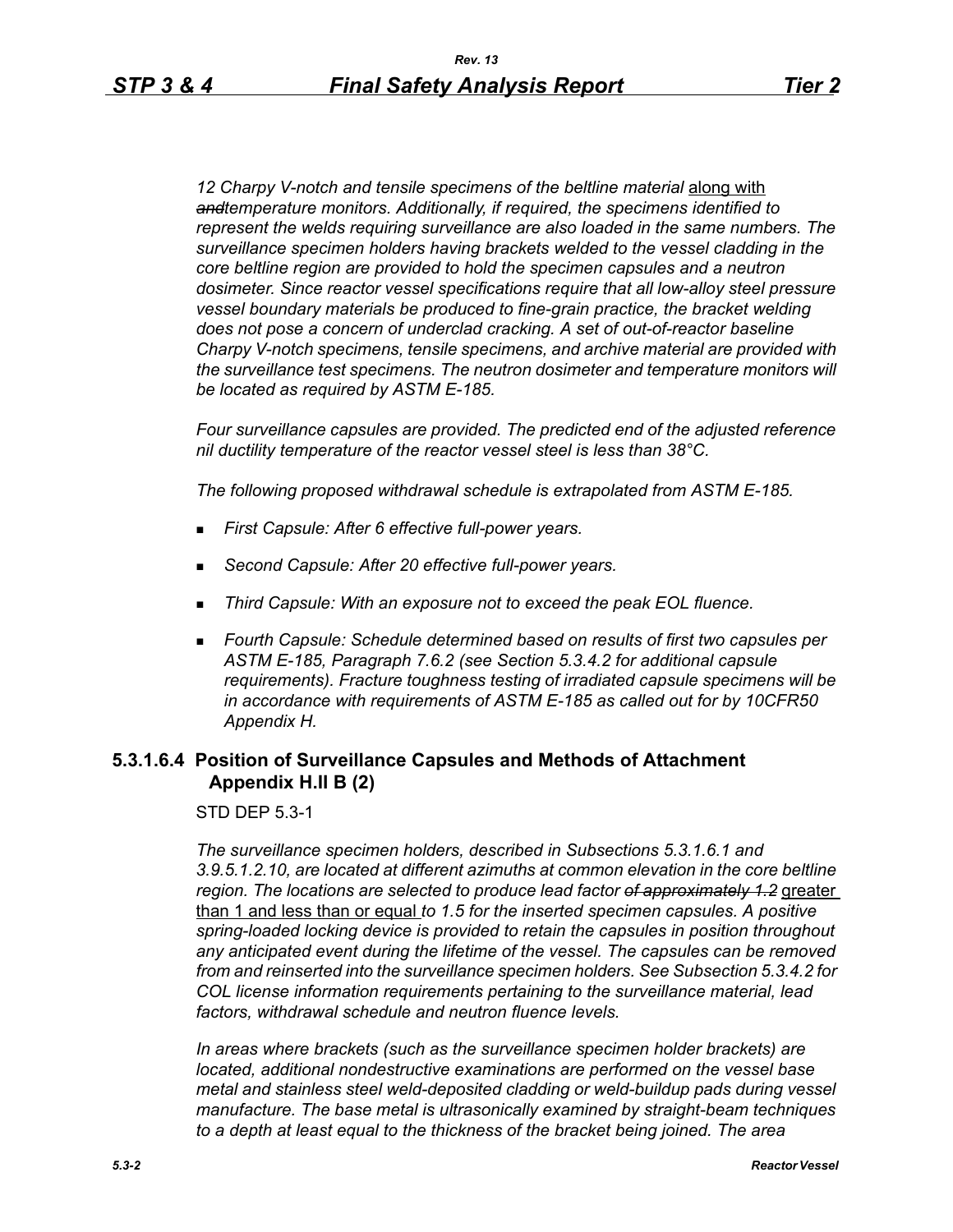*12 Charpy V-notch and tensile specimens of the beltline material* along with ~~*and*~~*temperature monitors. Additionally, if required, the specimens identified to represent the welds requiring surveillance are also loaded in the same numbers. The surveillance specimen holders having brackets welded to the vessel cladding in the core beltline region are provided to hold the specimen capsules and a neutron dosimeter. Since reactor vessel specifications require that all low-alloy steel pressure vessel boundary materials be produced to fine-grain practice, the bracket welding does not pose a concern of underclad cracking. A set of out-of-reactor baseline Charpy V-notch specimens, tensile specimens, and archive material are provided with the surveillance test specimens. The neutron dosimeter and temperature monitors will be located as required by ASTM E-185.*

*Four surveillance capsules are provided. The predicted end of the adjusted reference nil ductility temperature of the reactor vessel steel is less than 38°C.*

*The following proposed withdrawal schedule is extrapolated from ASTM E-185.*

- *First Capsule: After 6 effective full-power years.*
- *Second Capsule: After 20 effective full-power years.*
- *Third Capsule: With an exposure not to exceed the peak EOL fluence.*
- *Fourth Capsule: Schedule determined based on results of first two capsules per ASTM E-185, Paragraph 7.6.2 (see Section 5.3.4.2 for additional capsule requirements). Fracture toughness testing of irradiated capsule specimens will be in accordance with requirements of ASTM E-185 as called out for by 10CFR50 Appendix H.*

### 5.3.1.6.4 Position of Surveillance Capsules and Methods of Attachment Appendix H.II B (2)

STD DEP 5.3-1

*The surveillance specimen holders, described in Subsections 5.3.1.6.1 and 3.9.5.1.2.10, are located at different azimuths at common elevation in the core beltline region. The locations are selected to produce lead factor* ~~*of approximately 1.2*~~ greater than 1 and less than or equal *to 1.5 for the inserted specimen capsules. A positive spring-loaded locking device is provided to retain the capsules in position throughout any anticipated event during the lifetime of the vessel. The capsules can be removed from and reinserted into the surveillance specimen holders. See Subsection 5.3.4.2 for COL license information requirements pertaining to the surveillance material, lead factors, withdrawal schedule and neutron fluence levels.*

*In areas where brackets (such as the surveillance specimen holder brackets) are located, additional nondestructive examinations are performed on the vessel base metal and stainless steel weld-deposited cladding or weld-buildup pads during vessel manufacture. The base metal is ultrasonically examined by straight-beam techniques to a depth at least equal to the thickness of the bracket being joined. The area*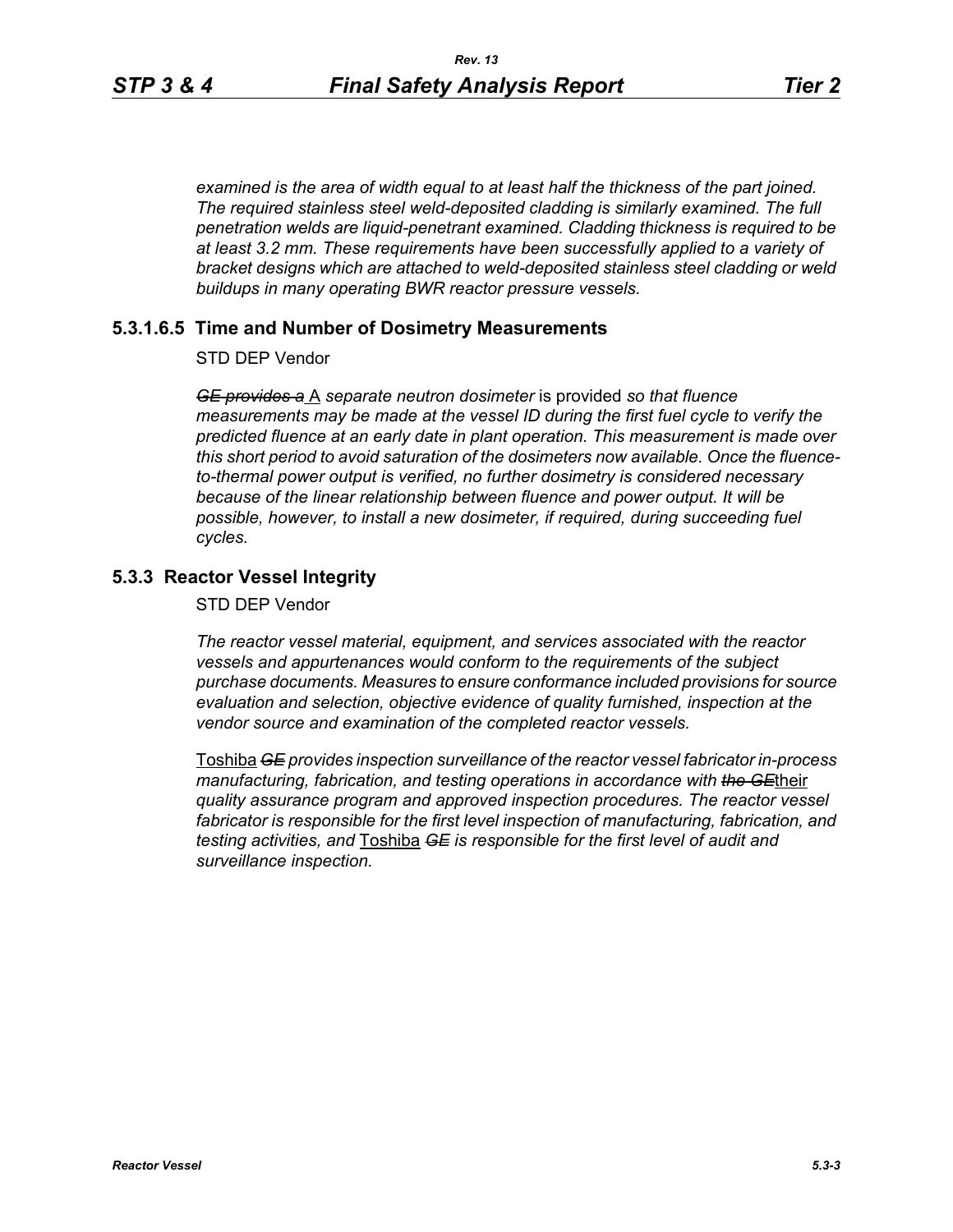*examined is the area of width equal to at least half the thickness of the part joined. The required stainless steel weld-deposited cladding is similarly examined. The full penetration welds are liquid-penetrant examined. Cladding thickness is required to be at least 3.2 mm. These requirements have been successfully applied to a variety of bracket designs which are attached to weld-deposited stainless steel cladding or weld buildups in many operating BWR reactor pressure vessels.*

### 5.3.1.6.5 Time and Number of Dosimetry Measurements

STD DEP Vendor

~~*GE provides a*~~ A *separate neutron dosimeter* is provided *so that fluence measurements may be made at the vessel ID during the first fuel cycle to verify the predicted fluence at an early date in plant operation. This measurement is made over this short period to avoid saturation of the dosimeters now available. Once the fluence-to-thermal power output is verified, no further dosimetry is considered necessary because of the linear relationship between fluence and power output. It will be possible, however, to install a new dosimeter, if required, during succeeding fuel cycles.*

## 5.3.3 Reactor Vessel Integrity

STD DEP Vendor

*The reactor vessel material, equipment, and services associated with the reactor vessels and appurtenances would conform to the requirements of the subject purchase documents. Measures to ensure conformance included provisions for source evaluation and selection, objective evidence of quality furnished, inspection at the vendor source and examination of the completed reactor vessels.*

Toshiba ~~*GE*~~ *provides inspection surveillance of the reactor vessel fabricator in-process manufacturing, fabrication, and testing operations in accordance with* ~~*the GE*~~their *quality assurance program and approved inspection procedures. The reactor vessel fabricator is responsible for the first level inspection of manufacturing, fabrication, and testing activities, and* Toshiba ~~*GE*~~ *is responsible for the first level of audit and surveillance inspection.*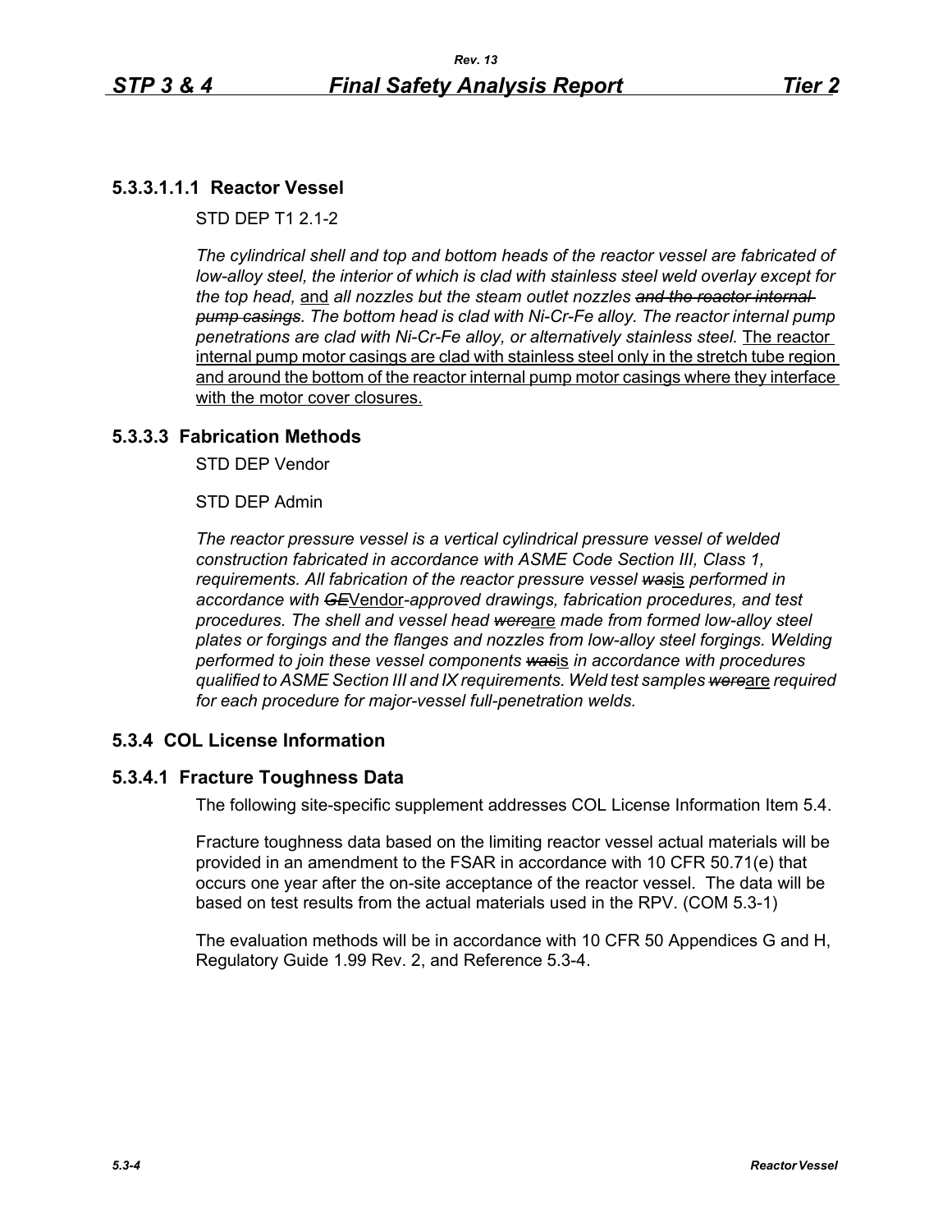### 5.3.3.1.1.1 Reactor Vessel

STD DEP T1 2.1-2

*The cylindrical shell and top and bottom heads of the reactor vessel are fabricated of low-alloy steel, the interior of which is clad with stainless steel weld overlay except for the top head,* <u>and</u> *all nozzles but the steam outlet nozzles ~~and the reactor internal pump casings~~. The bottom head is clad with Ni-Cr-Fe alloy. The reactor internal pump penetrations are clad with Ni-Cr-Fe alloy, or alternatively stainless steel.* <u>The reactor internal pump motor casings are clad with stainless steel only in the stretch tube region and around the bottom of the reactor internal pump motor casings where they interface with the motor cover closures.</u>

## 5.3.3.3 Fabrication Methods

STD DEP Vendor

STD DEP Admin

*The reactor pressure vessel is a vertical cylindrical pressure vessel of welded construction fabricated in accordance with ASME Code Section III, Class 1, requirements. All fabrication of the reactor pressure vessel ~~was~~*<u>is</u> *performed in accordance with ~~GE~~*<u>Vendor</u>*-approved drawings, fabrication procedures, and test procedures. The shell and vessel head ~~were~~*<u>are</u> *made from formed low-alloy steel plates or forgings and the flanges and nozzles from low-alloy steel forgings. Welding performed to join these vessel components ~~was~~*<u>is</u> *in accordance with procedures qualified to ASME Section III and IX requirements. Weld test samples ~~were~~*<u>are</u> *required for each procedure for major-vessel full-penetration welds.*

## 5.3.4 COL License Information

## 5.3.4.1 Fracture Toughness Data

The following site-specific supplement addresses COL License Information Item 5.4.

Fracture toughness data based on the limiting reactor vessel actual materials will be provided in an amendment to the FSAR in accordance with 10 CFR 50.71(e) that occurs one year after the on-site acceptance of the reactor vessel. The data will be based on test results from the actual materials used in the RPV. (COM 5.3-1)

The evaluation methods will be in accordance with 10 CFR 50 Appendices G and H, Regulatory Guide 1.99 Rev. 2, and Reference 5.3-4.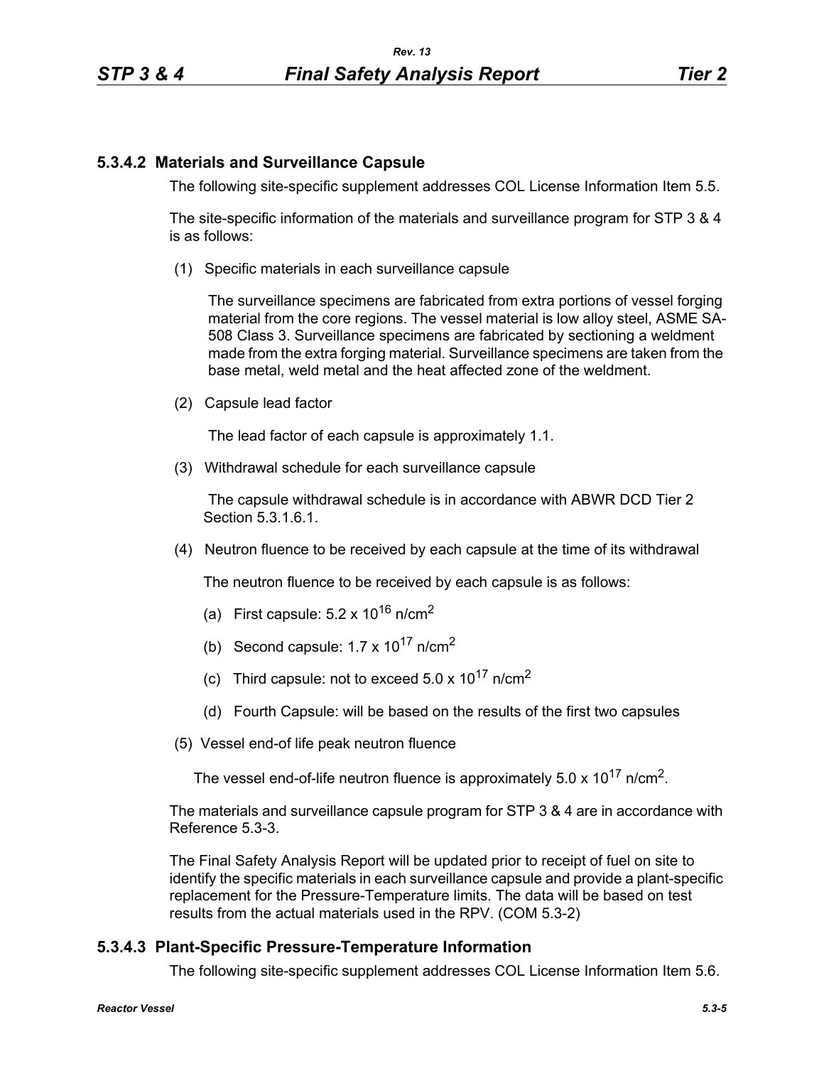### 5.3.4.2 Materials and Surveillance Capsule

The following site-specific supplement addresses COL License Information Item 5.5.

The site-specific information of the materials and surveillance program for STP 3 & 4 is as follows:

(1) Specific materials in each surveillance capsule

The surveillance specimens are fabricated from extra portions of vessel forging material from the core regions. The vessel material is low alloy steel, ASME SA-508 Class 3. Surveillance specimens are fabricated by sectioning a weldment made from the extra forging material. Surveillance specimens are taken from the base metal, weld metal and the heat affected zone of the weldment.

(2) Capsule lead factor

The lead factor of each capsule is approximately 1.1.

(3) Withdrawal schedule for each surveillance capsule

The capsule withdrawal schedule is in accordance with ABWR DCD Tier 2 Section 5.3.1.6.1.

(4) Neutron fluence to be received by each capsule at the time of its withdrawal

The neutron fluence to be received by each capsule is as follows:

(a) First capsule: $5.2 \times 10^{16}$ n/cm$^2$

(b) Second capsule: $1.7 \times 10^{17}$ n/cm$^2$

(c) Third capsule: not to exceed $5.0 \times 10^{17}$ n/cm$^2$

(d) Fourth Capsule: will be based on the results of the first two capsules

(5) Vessel end-of life peak neutron fluence

The vessel end-of-life neutron fluence is approximately $5.0 \times 10^{17}$ n/cm$^2$.

The materials and surveillance capsule program for STP 3 & 4 are in accordance with Reference 5.3-3.

The Final Safety Analysis Report will be updated prior to receipt of fuel on site to identify the specific materials in each surveillance capsule and provide a plant-specific replacement for the Pressure-Temperature limits. The data will be based on test results from the actual materials used in the RPV. (COM 5.3-2)

### 5.3.4.3 Plant-Specific Pressure-Temperature Information

The following site-specific supplement addresses COL License Information Item 5.6.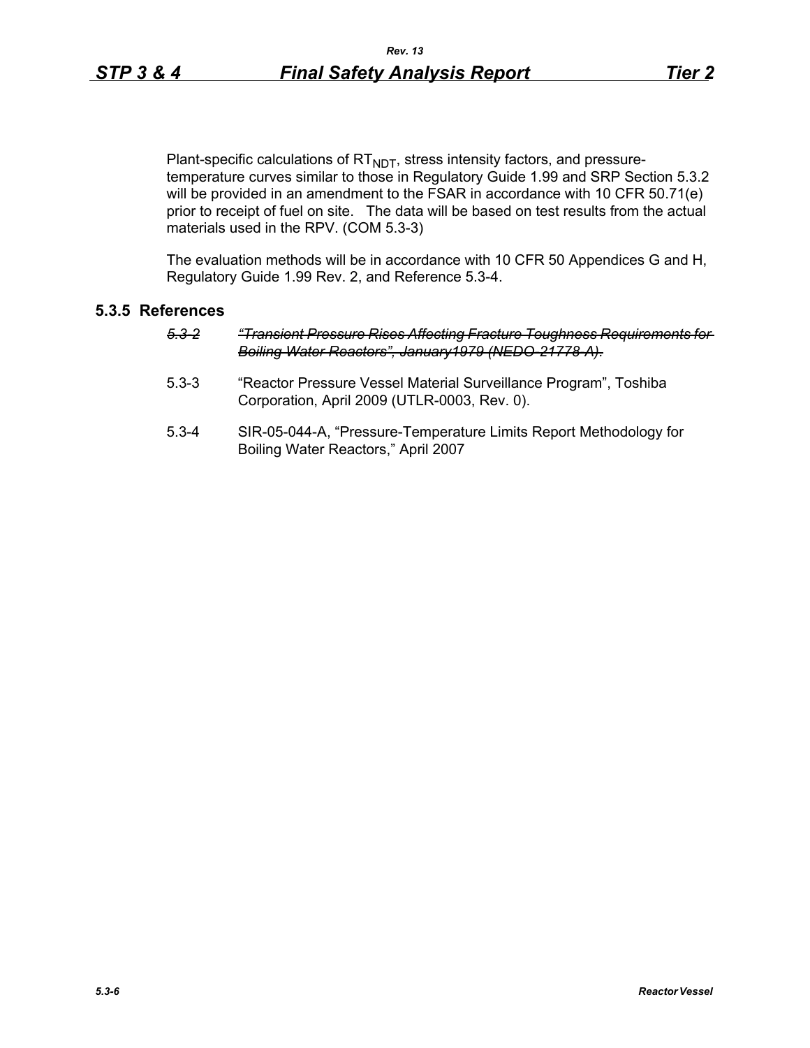Plant-specific calculations of $RT_{NDT}$, stress intensity factors, and pressure-temperature curves similar to those in Regulatory Guide 1.99 and SRP Section 5.3.2 will be provided in an amendment to the FSAR in accordance with 10 CFR 50.71(e) prior to receipt of fuel on site. The data will be based on test results from the actual materials used in the RPV. (COM 5.3-3)

The evaluation methods will be in accordance with 10 CFR 50 Appendices G and H, Regulatory Guide 1.99 Rev. 2, and Reference 5.3-4.

## 5.3.5 References

~~*5.3-2 "Transient Pressure Rises Affecting Fracture Toughness Requirements for Boiling Water Reactors", January1979 (NEDO-21778-A).*~~

5.3-3 "Reactor Pressure Vessel Material Surveillance Program", Toshiba Corporation, April 2009 (UTLR-0003, Rev. 0).

5.3-4 SIR-05-044-A, "Pressure-Temperature Limits Report Methodology for Boiling Water Reactors," April 2007